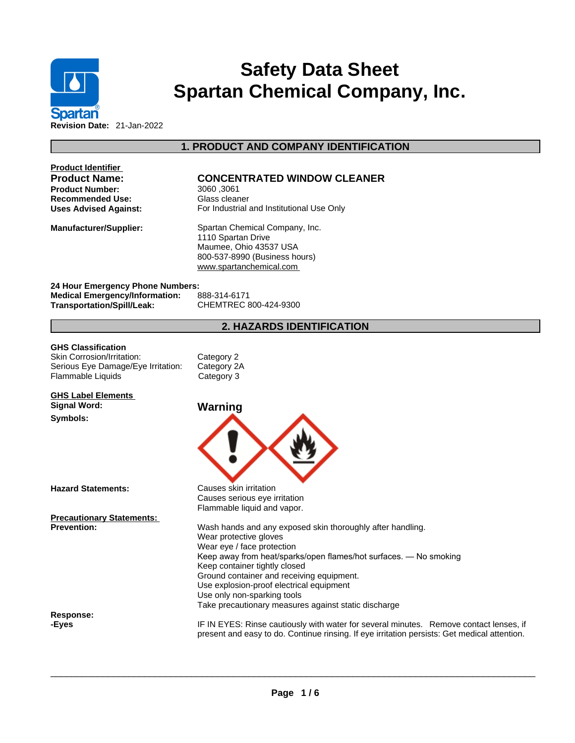# Safety Data Sheet
# Spartan Chemical Company, Inc.

**Revision Date:** 21-Jan-2022

## 1. PRODUCT AND COMPANY IDENTIFICATION

**Product Identifier**

| | |
|---|---|
| **Product Name:** | **CONCENTRATED WINDOW CLEANER** |
| **Product Number:** | 3060 ,3061 |
| **Recommended Use:** | Glass cleaner |
| **Uses Advised Against:** | For Industrial and Institutional Use Only |

**Manufacturer/Supplier:**
Spartan Chemical Company, Inc.
1110 Spartan Drive
Maumee, Ohio 43537 USA
800-537-8990 (Business hours)
www.spartanchemical.com

**24 Hour Emergency Phone Numbers:**

| | |
|---|---|
| **Medical Emergency/Information:** | 888-314-6171 |
| **Transportation/Spill/Leak:** | CHEMTREC 800-424-9300 |

## 2. HAZARDS IDENTIFICATION

**GHS Classification**

| | |
|---|---|
| Skin Corrosion/Irritation: | Category 2 |
| Serious Eye Damage/Eye Irritation: | Category 2A |
| Flammable Liquids | Category 3 |

**GHS Label Elements**

**Signal Word:** **Warning**

**Symbols:**

**Hazard Statements:**
Causes skin irritation
Causes serious eye irritation
Flammable liquid and vapor.

**Precautionary Statements:**

**Prevention:**
Wash hands and any exposed skin thoroughly after handling.
Wear protective gloves
Wear eye / face protection
Keep away from heat/sparks/open flames/hot surfaces. — No smoking
Keep container tightly closed
Ground container and receiving equipment.
Use explosion-proof electrical equipment
Use only non-sparking tools
Take precautionary measures against static discharge

**Response:**

**-Eyes**
IF IN EYES: Rinse cautiously with water for several minutes. Remove contact lenses, if present and easy to do. Continue rinsing. If eye irritation persists: Get medical attention.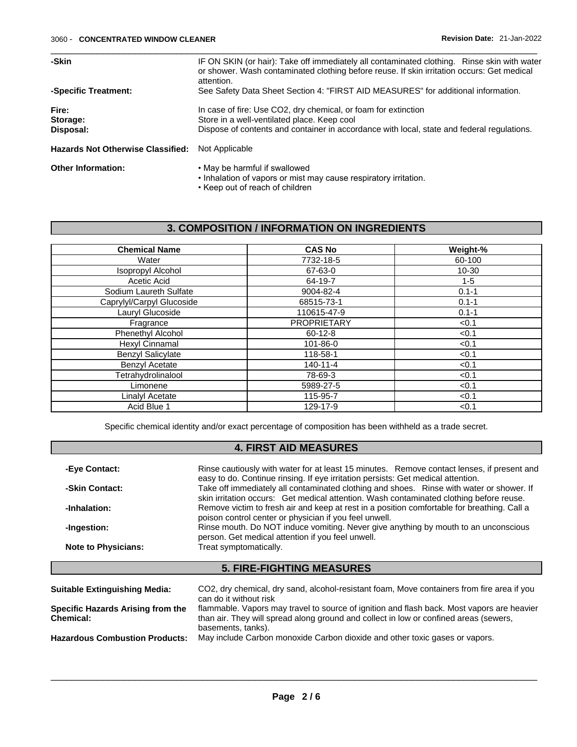| | |
|---|---|
| **-Skin** | IF ON SKIN (or hair): Take off immediately all contaminated clothing. Rinse skin with water or shower. Wash contaminated clothing before reuse. If skin irritation occurs: Get medical attention. |
| **-Specific Treatment:** | See Safety Data Sheet Section 4: "FIRST AID MEASURES" for additional information. |
| **Fire:** | In case of fire: Use CO2, dry chemical, or foam for extinction |
| **Storage:** | Store in a well-ventilated place. Keep cool |
| **Disposal:** | Dispose of contents and container in accordance with local, state and federal regulations. |

**Hazards Not Otherwise Classified:** Not Applicable

**Other Information:**

- May be harmful if swallowed
- Inhalation of vapors or mist may cause respiratory irritation.
- Keep out of reach of children

## 3. COMPOSITION / INFORMATION ON INGREDIENTS

| Chemical Name | CAS No | Weight-% |
|---|---|---|
| Water | 7732-18-5 | 60-100 |
| Isopropyl Alcohol | 67-63-0 | 10-30 |
| Acetic Acid | 64-19-7 | 1-5 |
| Sodium Laureth Sulfate | 9004-82-4 | 0.1-1 |
| Caprylyl/Carpyl Glucoside | 68515-73-1 | 0.1-1 |
| Lauryl Glucoside | 110615-47-9 | 0.1-1 |
| Fragrance | PROPRIETARY | <0.1 |
| Phenethyl Alcohol | 60-12-8 | <0.1 |
| Hexyl Cinnamal | 101-86-0 | <0.1 |
| Benzyl Salicylate | 118-58-1 | <0.1 |
| Benzyl Acetate | 140-11-4 | <0.1 |
| Tetrahydrolinalool | 78-69-3 | <0.1 |
| Limonene | 5989-27-5 | <0.1 |
| Linalyl Acetate | 115-95-7 | <0.1 |
| Acid Blue 1 | 129-17-9 | <0.1 |

Specific chemical identity and/or exact percentage of composition has been withheld as a trade secret.

## 4. FIRST AID MEASURES

| | |
|---|---|
| **-Eye Contact:** | Rinse cautiously with water for at least 15 minutes. Remove contact lenses, if present and easy to do. Continue rinsing. If eye irritation persists: Get medical attention. |
| **-Skin Contact:** | Take off immediately all contaminated clothing and shoes. Rinse with water or shower. If skin irritation occurs: Get medical attention. Wash contaminated clothing before reuse. |
| **-Inhalation:** | Remove victim to fresh air and keep at rest in a position comfortable for breathing. Call a poison control center or physician if you feel unwell. |
| **-Ingestion:** | Rinse mouth. Do NOT induce vomiting. Never give anything by mouth to an unconscious person. Get medical attention if you feel unwell. |
| **Note to Physicians:** | Treat symptomatically. |

## 5. FIRE-FIGHTING MEASURES

| | |
|---|---|
| **Suitable Extinguishing Media:** | CO2, dry chemical, dry sand, alcohol-resistant foam, Move containers from fire area if you can do it without risk |
| **Specific Hazards Arising from the Chemical:** | flammable. Vapors may travel to source of ignition and flash back. Most vapors are heavier than air. They will spread along ground and collect in low or confined areas (sewers, basements, tanks). |
| **Hazardous Combustion Products:** | May include Carbon monoxide Carbon dioxide and other toxic gases or vapors. |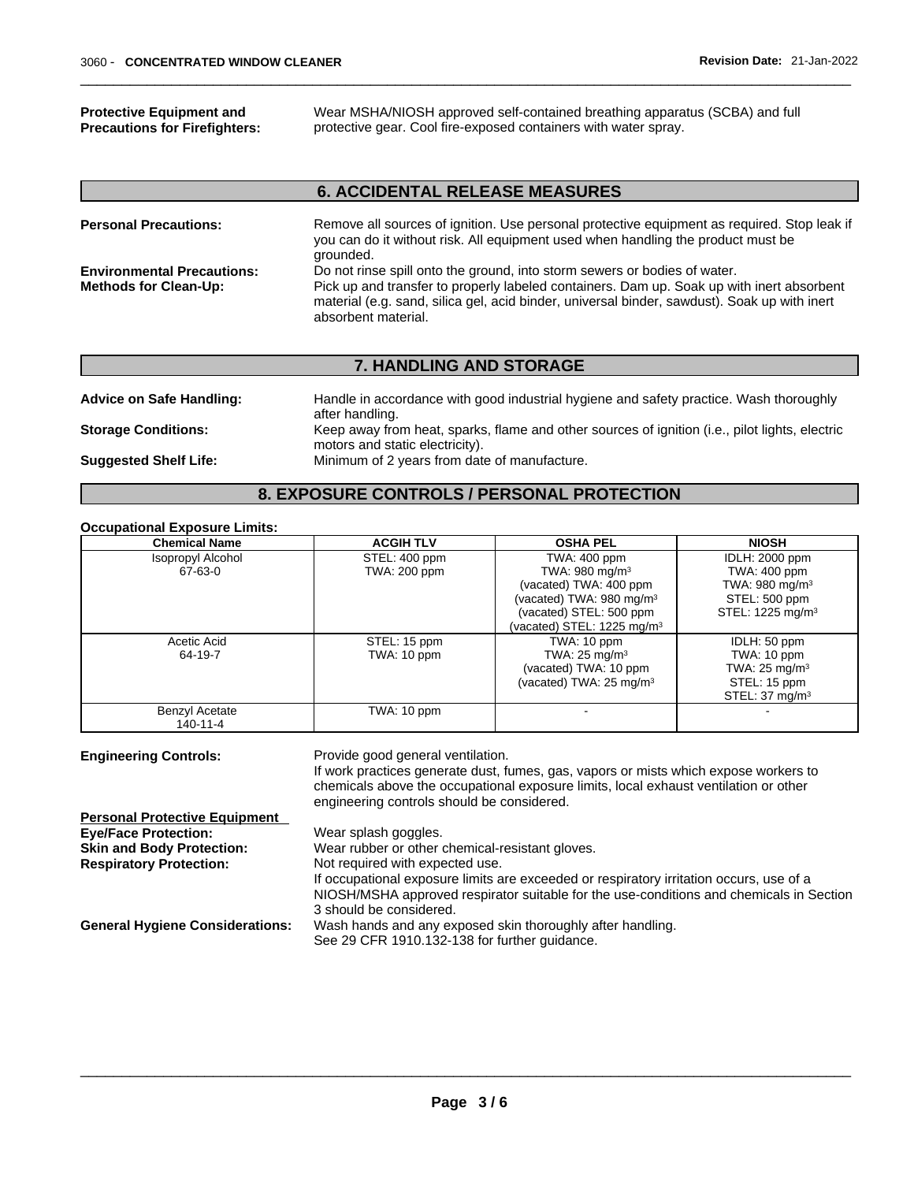**Protective Equipment and Precautions for Firefighters:** Wear MSHA/NIOSH approved self-contained breathing apparatus (SCBA) and full protective gear. Cool fire-exposed containers with water spray.

## 6. ACCIDENTAL RELEASE MEASURES

**Personal Precautions:** Remove all sources of ignition. Use personal protective equipment as required. Stop leak if you can do it without risk. All equipment used when handling the product must be grounded.

**Environmental Precautions:** Do not rinse spill onto the ground, into storm sewers or bodies of water.

**Methods for Clean-Up:** Pick up and transfer to properly labeled containers. Dam up. Soak up with inert absorbent material (e.g. sand, silica gel, acid binder, universal binder, sawdust). Soak up with inert absorbent material.

## 7. HANDLING AND STORAGE

**Advice on Safe Handling:** Handle in accordance with good industrial hygiene and safety practice. Wash thoroughly after handling.

**Storage Conditions:** Keep away from heat, sparks, flame and other sources of ignition (i.e., pilot lights, electric motors and static electricity).

**Suggested Shelf Life:** Minimum of 2 years from date of manufacture.

## 8. EXPOSURE CONTROLS / PERSONAL PROTECTION

**Occupational Exposure Limits:**

| Chemical Name | ACGIH TLV | OSHA PEL | NIOSH |
|---|---|---|---|
| Isopropyl Alcohol<br>67-63-0 | STEL: 400 ppm<br>TWA: 200 ppm | TWA: 400 ppm<br>TWA: 980 mg/m$^3$<br>(vacated) TWA: 400 ppm<br>(vacated) TWA: 980 mg/m$^3$<br>(vacated) STEL: 500 ppm<br>(vacated) STEL: 1225 mg/m$^3$ | IDLH: 2000 ppm<br>TWA: 400 ppm<br>TWA: 980 mg/m$^3$<br>STEL: 500 ppm<br>STEL: 1225 mg/m$^3$ |
| Acetic Acid<br>64-19-7 | STEL: 15 ppm<br>TWA: 10 ppm | TWA: 10 ppm<br>TWA: 25 mg/m$^3$<br>(vacated) TWA: 10 ppm<br>(vacated) TWA: 25 mg/m$^3$ | IDLH: 50 ppm<br>TWA: 10 ppm<br>TWA: 25 mg/m$^3$<br>STEL: 15 ppm<br>STEL: 37 mg/m$^3$ |
| Benzyl Acetate<br>140-11-4 | TWA: 10 ppm | - | - |

**Engineering Controls:** Provide good general ventilation. If work practices generate dust, fumes, gas, vapors or mists which expose workers to chemicals above the occupational exposure limits, local exhaust ventilation or other engineering controls should be considered.

**Personal Protective Equipment**

**Eye/Face Protection:** Wear splash goggles.

**Skin and Body Protection:** Wear rubber or other chemical-resistant gloves.

**Respiratory Protection:** Not required with expected use. If occupational exposure limits are exceeded or respiratory irritation occurs, use of a NIOSH/MSHA approved respirator suitable for the use-conditions and chemicals in Section 3 should be considered.

**General Hygiene Considerations:** Wash hands and any exposed skin thoroughly after handling. See 29 CFR 1910.132-138 for further guidance.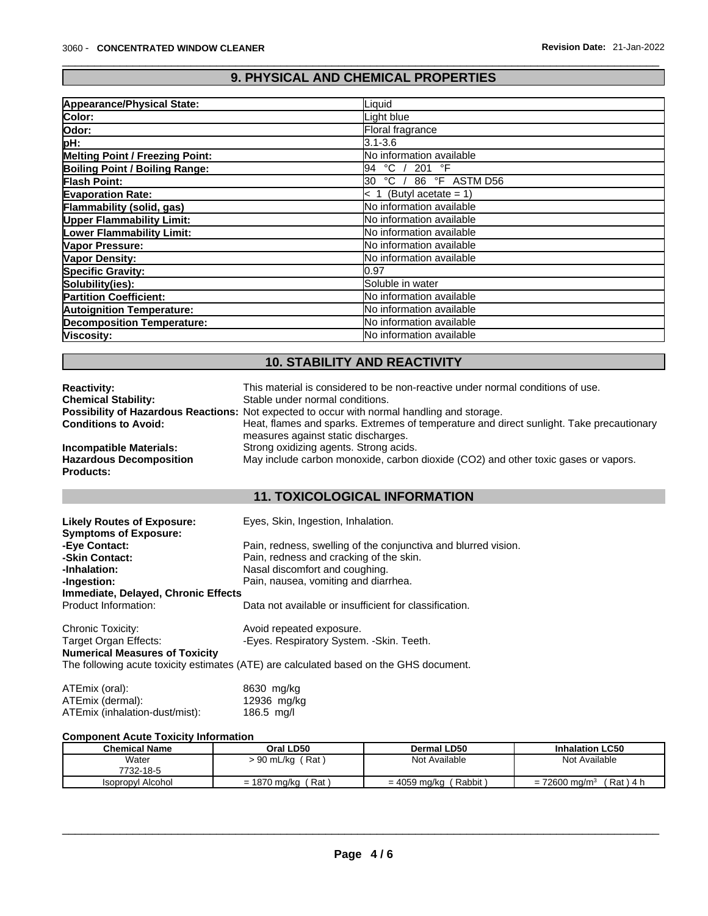## 9. PHYSICAL AND CHEMICAL PROPERTIES

| Property | Value |
|---|---|
| **Appearance/Physical State:** | Liquid |
| **Color:** | Light blue |
| **Odor:** | Floral fragrance |
| **pH:** | 3.1-3.6 |
| **Melting Point / Freezing Point:** | No information available |
| **Boiling Point / Boiling Range:** | 94 °C / 201 °F |
| **Flash Point:** | 30 °C / 86 °F ASTM D56 |
| **Evaporation Rate:** | < 1 (Butyl acetate = 1) |
| **Flammability (solid, gas)** | No information available |
| **Upper Flammability Limit:** | No information available |
| **Lower Flammability Limit:** | No information available |
| **Vapor Pressure:** | No information available |
| **Vapor Density:** | No information available |
| **Specific Gravity:** | 0.97 |
| **Solubility(ies):** | Soluble in water |
| **Partition Coefficient:** | No information available |
| **Autoignition Temperature:** | No information available |
| **Decomposition Temperature:** | No information available |
| **Viscosity:** | No information available |

## 10. STABILITY AND REACTIVITY

**Reactivity:** This material is considered to be non-reactive under normal conditions of use.

**Chemical Stability:** Stable under normal conditions.

**Possibility of Hazardous Reactions:** Not expected to occur with normal handling and storage.

**Conditions to Avoid:** Heat, flames and sparks. Extremes of temperature and direct sunlight. Take precautionary measures against static discharges.

**Incompatible Materials:** Strong oxidizing agents. Strong acids.

**Hazardous Decomposition Products:** May include carbon monoxide, carbon dioxide ($CO_2$) and other toxic gases or vapors.

## 11. TOXICOLOGICAL INFORMATION

**Likely Routes of Exposure:** Eyes, Skin, Ingestion, Inhalation.

**Symptoms of Exposure:**

**-Eye Contact:** Pain, redness, swelling of the conjunctiva and blurred vision.

**-Skin Contact:** Pain, redness and cracking of the skin.

**-Inhalation:** Nasal discomfort and coughing.

**-Ingestion:** Pain, nausea, vomiting and diarrhea.

**Immediate, Delayed, Chronic Effects**

Product Information: Data not available or insufficient for classification.

Chronic Toxicity: Avoid repeated exposure.

Target Organ Effects: -Eyes. Respiratory System. -Skin. Teeth.

**Numerical Measures of Toxicity**

The following acute toxicity estimates (ATE) are calculated based on the GHS document.

ATEmix (oral): 8630 mg/kg

ATEmix (dermal): 12936 mg/kg

ATEmix (inhalation-dust/mist): 186.5 mg/l

**Component Acute Toxicity Information**

| Chemical Name | Oral LD50 | Dermal LD50 | Inhalation LC50 |
|---|---|---|---|
| Water<br>7732-18-5 | > 90 mL/kg ( Rat ) | Not Available | Not Available |
| Isopropyl Alcohol | = 1870 mg/kg ( Rat ) | = 4059 mg/kg ( Rabbit ) | = 72600 mg/m$^3$ ( Rat ) 4 h |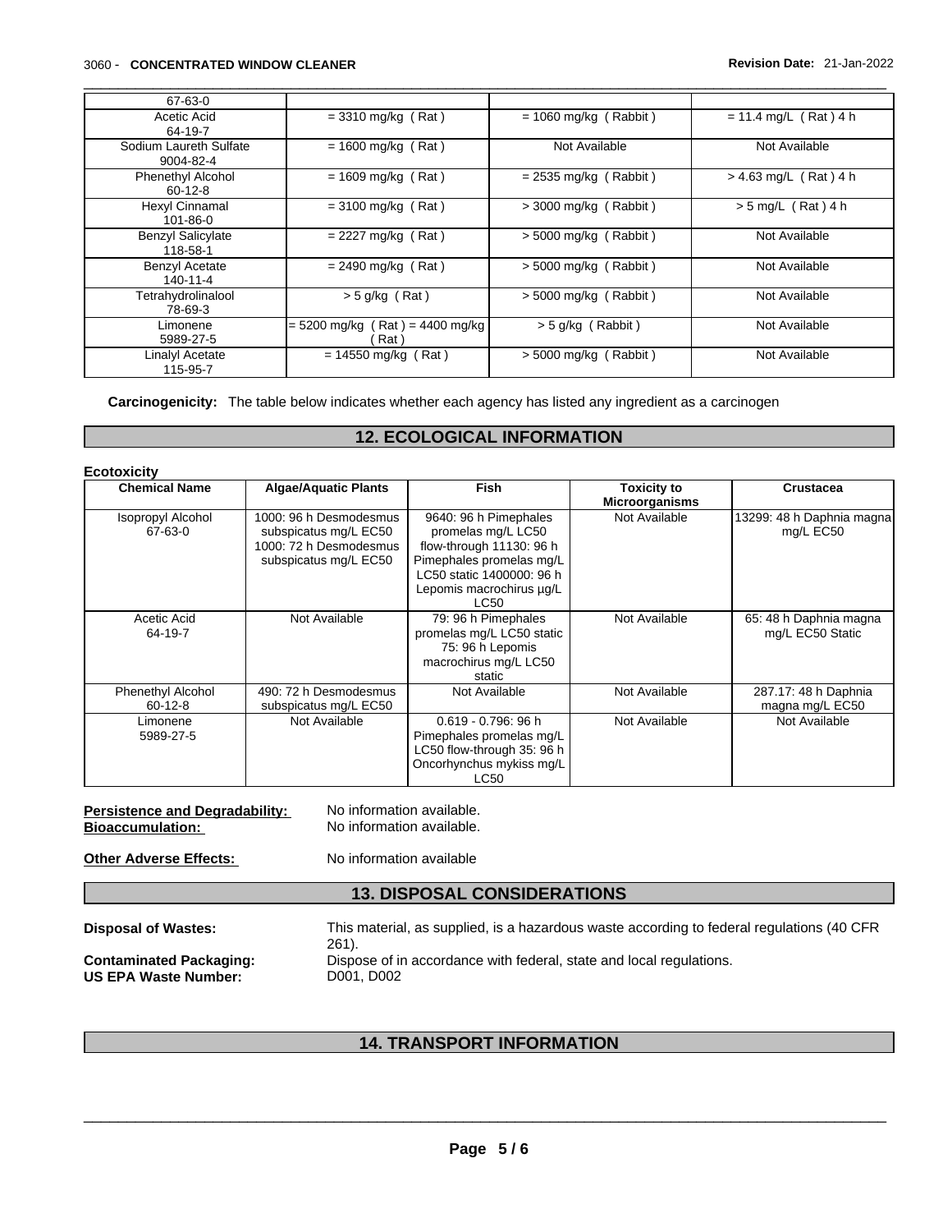| | | | |
|---|---|---|---|
| 67-63-0 | | | |
| Acetic Acid<br>64-19-7 | = 3310 mg/kg ( Rat ) | = 1060 mg/kg ( Rabbit ) | = 11.4 mg/L ( Rat ) 4 h |
| Sodium Laureth Sulfate<br>9004-82-4 | = 1600 mg/kg ( Rat ) | Not Available | Not Available |
| Phenethyl Alcohol<br>60-12-8 | = 1609 mg/kg ( Rat ) | = 2535 mg/kg ( Rabbit ) | > 4.63 mg/L ( Rat ) 4 h |
| Hexyl Cinnamal<br>101-86-0 | = 3100 mg/kg ( Rat ) | > 3000 mg/kg ( Rabbit ) | > 5 mg/L ( Rat ) 4 h |
| Benzyl Salicylate<br>118-58-1 | = 2227 mg/kg ( Rat ) | > 5000 mg/kg ( Rabbit ) | Not Available |
| Benzyl Acetate<br>140-11-4 | = 2490 mg/kg ( Rat ) | > 5000 mg/kg ( Rabbit ) | Not Available |
| Tetrahydrolinalool<br>78-69-3 | > 5 g/kg ( Rat ) | > 5000 mg/kg ( Rabbit ) | Not Available |
| Limonene<br>5989-27-5 | = 5200 mg/kg ( Rat ) = 4400 mg/kg ( Rat ) | > 5 g/kg ( Rabbit ) | Not Available |
| Linalyl Acetate<br>115-95-7 | = 14550 mg/kg ( Rat ) | > 5000 mg/kg ( Rabbit ) | Not Available |

**Carcinogenicity:** The table below indicates whether each agency has listed any ingredient as a carcinogen

## 12. ECOLOGICAL INFORMATION

**Ecotoxicity**

| Chemical Name | Algae/Aquatic Plants | Fish | Toxicity to Microorganisms | Crustacea |
|---|---|---|---|---|
| Isopropyl Alcohol<br>67-63-0 | 1000: 96 h Desmodesmus subspicatus mg/L EC50 1000: 72 h Desmodesmus subspicatus mg/L EC50 | 9640: 96 h Pimephales promelas mg/L LC50 flow-through 11130: 96 h Pimephales promelas mg/L LC50 static 1400000: 96 h Lepomis macrochirus µg/L LC50 | Not Available | 13299: 48 h Daphnia magna mg/L EC50 |
| Acetic Acid<br>64-19-7 | Not Available | 79: 96 h Pimephales promelas mg/L LC50 static 75: 96 h Lepomis macrochirus mg/L LC50 static | Not Available | 65: 48 h Daphnia magna mg/L EC50 Static |
| Phenethyl Alcohol<br>60-12-8 | 490: 72 h Desmodesmus subspicatus mg/L EC50 | Not Available | Not Available | 287.17: 48 h Daphnia magna mg/L EC50 |
| Limonene<br>5989-27-5 | Not Available | 0.619 - 0.796: 96 h Pimephales promelas mg/L LC50 flow-through 35: 96 h Oncorhynchus mykiss mg/L LC50 | Not Available | Not Available |

**Persistence and Degradability:** No information available.
**Bioaccumulation:** No information available.

**Other Adverse Effects:** No information available

## 13. DISPOSAL CONSIDERATIONS

**Disposal of Wastes:** This material, as supplied, is a hazardous waste according to federal regulations (40 CFR 261).
**Contaminated Packaging:** Dispose of in accordance with federal, state and local regulations.
**US EPA Waste Number:** D001, D002

## 14. TRANSPORT INFORMATION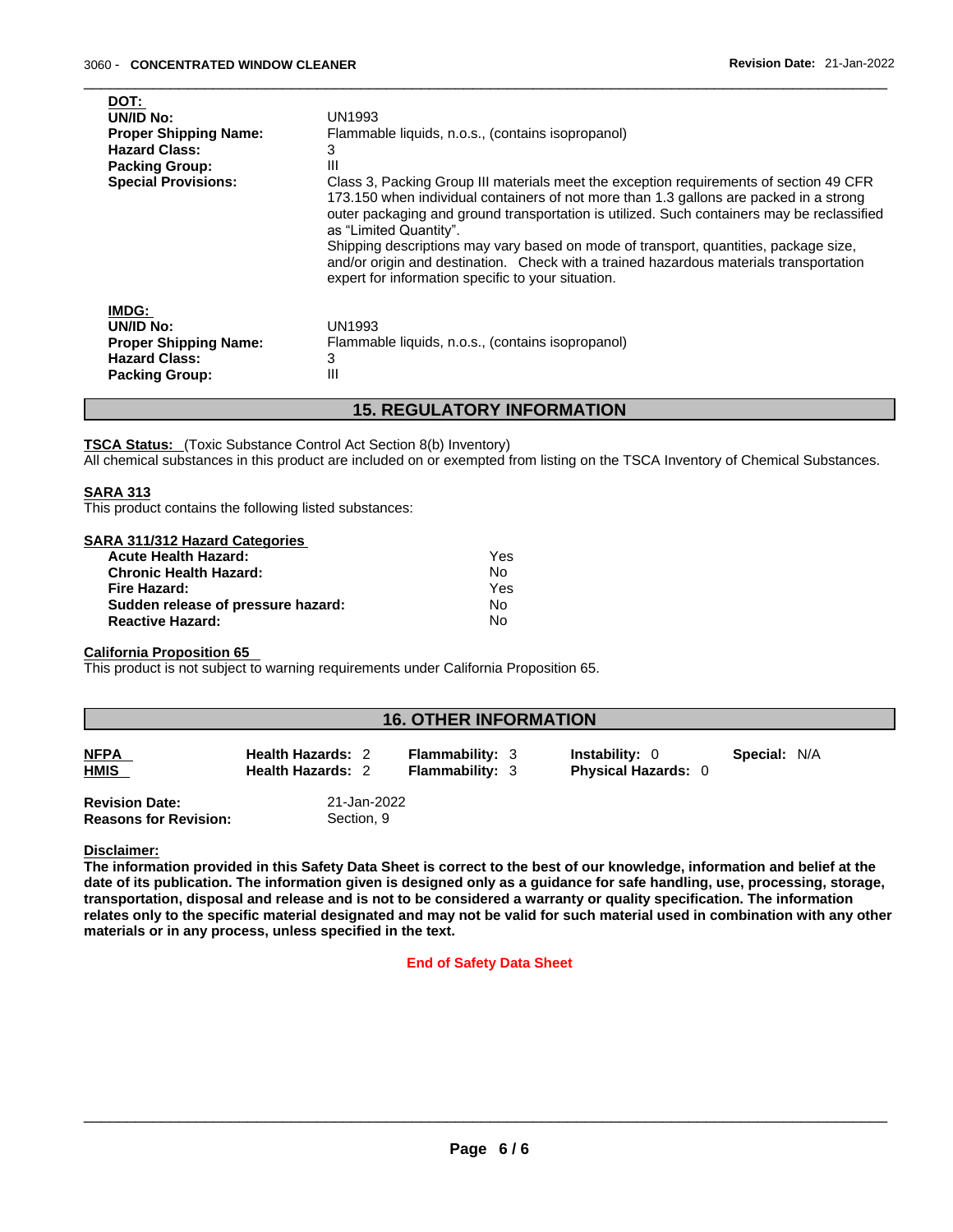**DOT:**

| | |
|---|---|
| **UN/ID No:** | UN1993 |
| **Proper Shipping Name:** | Flammable liquids, n.o.s., (contains isopropanol) |
| **Hazard Class:** | 3 |
| **Packing Group:** | III |
| **Special Provisions:** | Class 3, Packing Group III materials meet the exception requirements of section 49 CFR 173.150 when individual containers of not more than 1.3 gallons are packed in a strong outer packaging and ground transportation is utilized. Such containers may be reclassified as "Limited Quantity". Shipping descriptions may vary based on mode of transport, quantities, package size, and/or origin and destination. Check with a trained hazardous materials transportation expert for information specific to your situation. |

**IMDG:**

| | |
|---|---|
| **UN/ID No:** | UN1993 |
| **Proper Shipping Name:** | Flammable liquids, n.o.s., (contains isopropanol) |
| **Hazard Class:** | 3 |
| **Packing Group:** | III |

## 15. REGULATORY INFORMATION

**TSCA Status:** (Toxic Substance Control Act Section 8(b) Inventory)
All chemical substances in this product are included on or exempted from listing on the TSCA Inventory of Chemical Substances.

**SARA 313**
This product contains the following listed substances:

**SARA 311/312 Hazard Categories**

| | |
|---|---|
| **Acute Health Hazard:** | Yes |
| **Chronic Health Hazard:** | No |
| **Fire Hazard:** | Yes |
| **Sudden release of pressure hazard:** | No |
| **Reactive Hazard:** | No |

**California Proposition 65**
This product is not subject to warning requirements under California Proposition 65.

## 16. OTHER INFORMATION

| | | | | |
|---|---|---|---|---|
| **NFPA** | **Health Hazards:** 2 | **Flammability:** 3 | **Instability:** 0 | **Special:** N/A |
| **HMIS** | **Health Hazards:** 2 | **Flammability:** 3 | **Physical Hazards:** 0 | |

**Revision Date:** 21-Jan-2022
**Reasons for Revision:** Section, 9

**Disclaimer:**
**The information provided in this Safety Data Sheet is correct to the best of our knowledge, information and belief at the date of its publication. The information given is designed only as a guidance for safe handling, use, processing, storage, transportation, disposal and release and is not to be considered a warranty or quality specification. The information relates only to the specific material designated and may not be valid for such material used in combination with any other materials or in any process, unless specified in the text.**

**End of Safety Data Sheet**